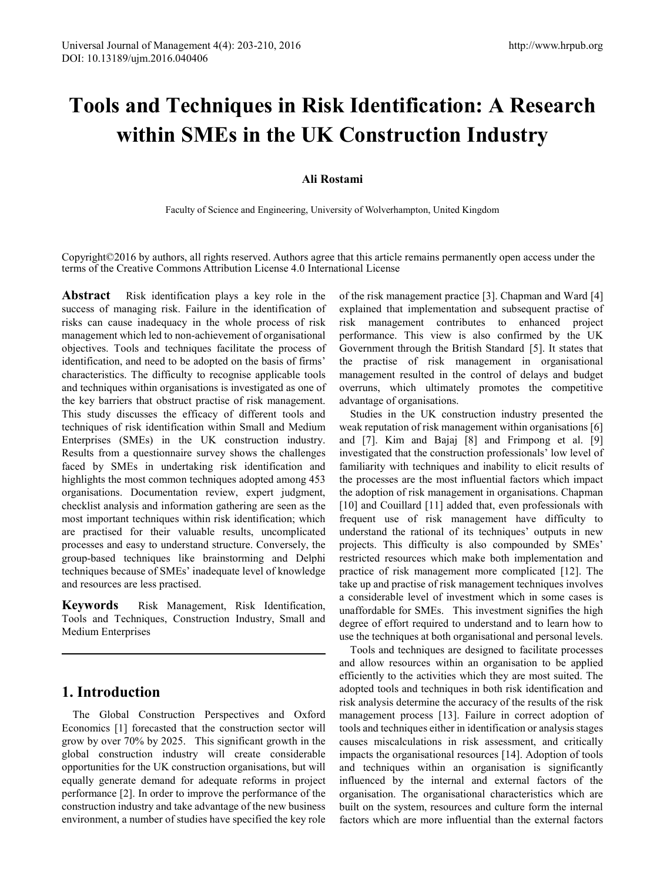# Tools and Techniques in Risk Identification: A Research within SMEs in the UK Construction Industry

**Ali Rostami**

Faculty of Science and Engineering, University of Wolverhampton, United Kingdom

Copyright©2016 by authors, all rights reserved. Authors agree that this article remains permanently open access under the terms of the Creative Commons Attribution License 4.0 International License

**Abstract** Risk identification plays a key role in the success of managing risk. Failure in the identification of risks can cause inadequacy in the whole process of risk management which led to non-achievement of organisational objectives. Tools and techniques facilitate the process of identification, and need to be adopted on the basis of firms' characteristics. The difficulty to recognise applicable tools and techniques within organisations is investigated as one of the key barriers that obstruct practise of risk management. This study discusses the efficacy of different tools and techniques of risk identification within Small and Medium Enterprises (SMEs) in the UK construction industry. Results from a questionnaire survey shows the challenges faced by SMEs in undertaking risk identification and highlights the most common techniques adopted among 453 organisations. Documentation review, expert judgment, checklist analysis and information gathering are seen as the most important techniques within risk identification; which are practised for their valuable results, uncomplicated processes and easy to understand structure. Conversely, the group-based techniques like brainstorming and Delphi techniques because of SMEs' inadequate level of knowledge and resources are less practised.

**Keywords** Risk Management, Risk Identification, Tools and Techniques, Construction Industry, Small and Medium Enterprises

## 1. Introduction

The Global Construction Perspectives and Oxford Economics [1] forecasted that the construction sector will grow by over 70% by 2025. This significant growth in the global construction industry will create considerable opportunities for the UK construction organisations, but will equally generate demand for adequate reforms in project performance [2]. In order to improve the performance of the construction industry and take advantage of the new business environment, a number of studies have specified the key role of the risk management practice [3]. Chapman and Ward [4] explained that implementation and subsequent practise of risk management contributes to enhanced project performance. This view is also confirmed by the UK Government through the British Standard [5]. It states that the practise of risk management in organisational management resulted in the control of delays and budget overruns, which ultimately promotes the competitive advantage of organisations.

Studies in the UK construction industry presented the weak reputation of risk management within organisations [6] and [7]. Kim and Bajaj [8] and Frimpong et al. [9] investigated that the construction professionals' low level of familiarity with techniques and inability to elicit results of the processes are the most influential factors which impact the adoption of risk management in organisations. Chapman [10] and Couillard [11] added that, even professionals with frequent use of risk management have difficulty to understand the rational of its techniques' outputs in new projects. This difficulty is also compounded by SMEs' restricted resources which make both implementation and practice of risk management more complicated [12]. The take up and practise of risk management techniques involves a considerable level of investment which in some cases is unaffordable for SMEs. This investment signifies the high degree of effort required to understand and to learn how to use the techniques at both organisational and personal levels.

Tools and techniques are designed to facilitate processes and allow resources within an organisation to be applied efficiently to the activities which they are most suited. The adopted tools and techniques in both risk identification and risk analysis determine the accuracy of the results of the risk management process [13]. Failure in correct adoption of tools and techniques either in identification or analysis stages causes miscalculations in risk assessment, and critically impacts the organisational resources [14]. Adoption of tools and techniques within an organisation is significantly influenced by the internal and external factors of the organisation. The organisational characteristics which are built on the system, resources and culture form the internal factors which are more influential than the external factors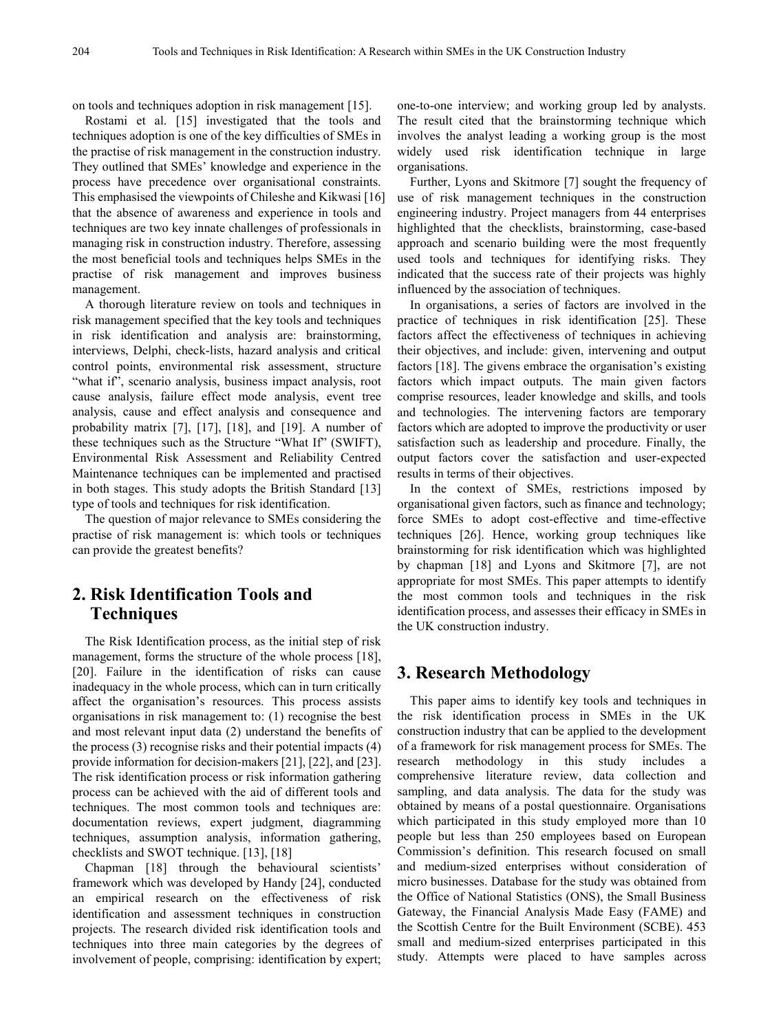on tools and techniques adoption in risk management [15].

Rostami et al. [15] investigated that the tools and techniques adoption is one of the key difficulties of SMEs in the practise of risk management in the construction industry. They outlined that SMEs' knowledge and experience in the process have precedence over organisational constraints. This emphasised the viewpoints of Chileshe and Kikwasi [16] that the absence of awareness and experience in tools and techniques are two key innate challenges of professionals in managing risk in construction industry. Therefore, assessing the most beneficial tools and techniques helps SMEs in the practise of risk management and improves business management.

A thorough literature review on tools and techniques in risk management specified that the key tools and techniques in risk identification and analysis are: brainstorming, interviews, Delphi, check-lists, hazard analysis and critical control points, environmental risk assessment, structure "what if", scenario analysis, business impact analysis, root cause analysis, failure effect mode analysis, event tree analysis, cause and effect analysis and consequence and probability matrix [7], [17], [18], and [19]. A number of these techniques such as the Structure "What If" (SWIFT), Environmental Risk Assessment and Reliability Centred Maintenance techniques can be implemented and practised in both stages. This study adopts the British Standard [13] type of tools and techniques for risk identification.

The question of major relevance to SMEs considering the practise of risk management is: which tools or techniques can provide the greatest benefits?

## 2. Risk Identification Tools and Techniques

The Risk Identification process, as the initial step of risk management, forms the structure of the whole process [18], [20]. Failure in the identification of risks can cause inadequacy in the whole process, which can in turn critically affect the organisation's resources. This process assists organisations in risk management to: (1) recognise the best and most relevant input data (2) understand the benefits of the process (3) recognise risks and their potential impacts (4) provide information for decision-makers [21], [22], and [23]. The risk identification process or risk information gathering process can be achieved with the aid of different tools and techniques. The most common tools and techniques are: documentation reviews, expert judgment, diagramming techniques, assumption analysis, information gathering, checklists and SWOT technique. [13], [18]

Chapman [18] through the behavioural scientists' framework which was developed by Handy [24], conducted an empirical research on the effectiveness of risk identification and assessment techniques in construction projects. The research divided risk identification tools and techniques into three main categories by the degrees of involvement of people, comprising: identification by expert; one-to-one interview; and working group led by analysts. The result cited that the brainstorming technique which involves the analyst leading a working group is the most widely used risk identification technique in large organisations.

Further, Lyons and Skitmore [7] sought the frequency of use of risk management techniques in the construction engineering industry. Project managers from 44 enterprises highlighted that the checklists, brainstorming, case-based approach and scenario building were the most frequently used tools and techniques for identifying risks. They indicated that the success rate of their projects was highly influenced by the association of techniques.

In organisations, a series of factors are involved in the practice of techniques in risk identification [25]. These factors affect the effectiveness of techniques in achieving their objectives, and include: given, intervening and output factors [18]. The givens embrace the organisation's existing factors which impact outputs. The main given factors comprise resources, leader knowledge and skills, and tools and technologies. The intervening factors are temporary factors which are adopted to improve the productivity or user satisfaction such as leadership and procedure. Finally, the output factors cover the satisfaction and user-expected results in terms of their objectives.

In the context of SMEs, restrictions imposed by organisational given factors, such as finance and technology; force SMEs to adopt cost-effective and time-effective techniques [26]. Hence, working group techniques like brainstorming for risk identification which was highlighted by chapman [18] and Lyons and Skitmore [7], are not appropriate for most SMEs. This paper attempts to identify the most common tools and techniques in the risk identification process, and assesses their efficacy in SMEs in the UK construction industry.

## 3. Research Methodology

This paper aims to identify key tools and techniques in the risk identification process in SMEs in the UK construction industry that can be applied to the development of a framework for risk management process for SMEs. The research methodology in this study includes a comprehensive literature review, data collection and sampling, and data analysis. The data for the study was obtained by means of a postal questionnaire. Organisations which participated in this study employed more than 10 people but less than 250 employees based on European Commission's definition. This research focused on small and medium-sized enterprises without consideration of micro businesses. Database for the study was obtained from the Office of National Statistics (ONS), the Small Business Gateway, the Financial Analysis Made Easy (FAME) and the Scottish Centre for the Built Environment (SCBE). 453 small and medium-sized enterprises participated in this study. Attempts were placed to have samples across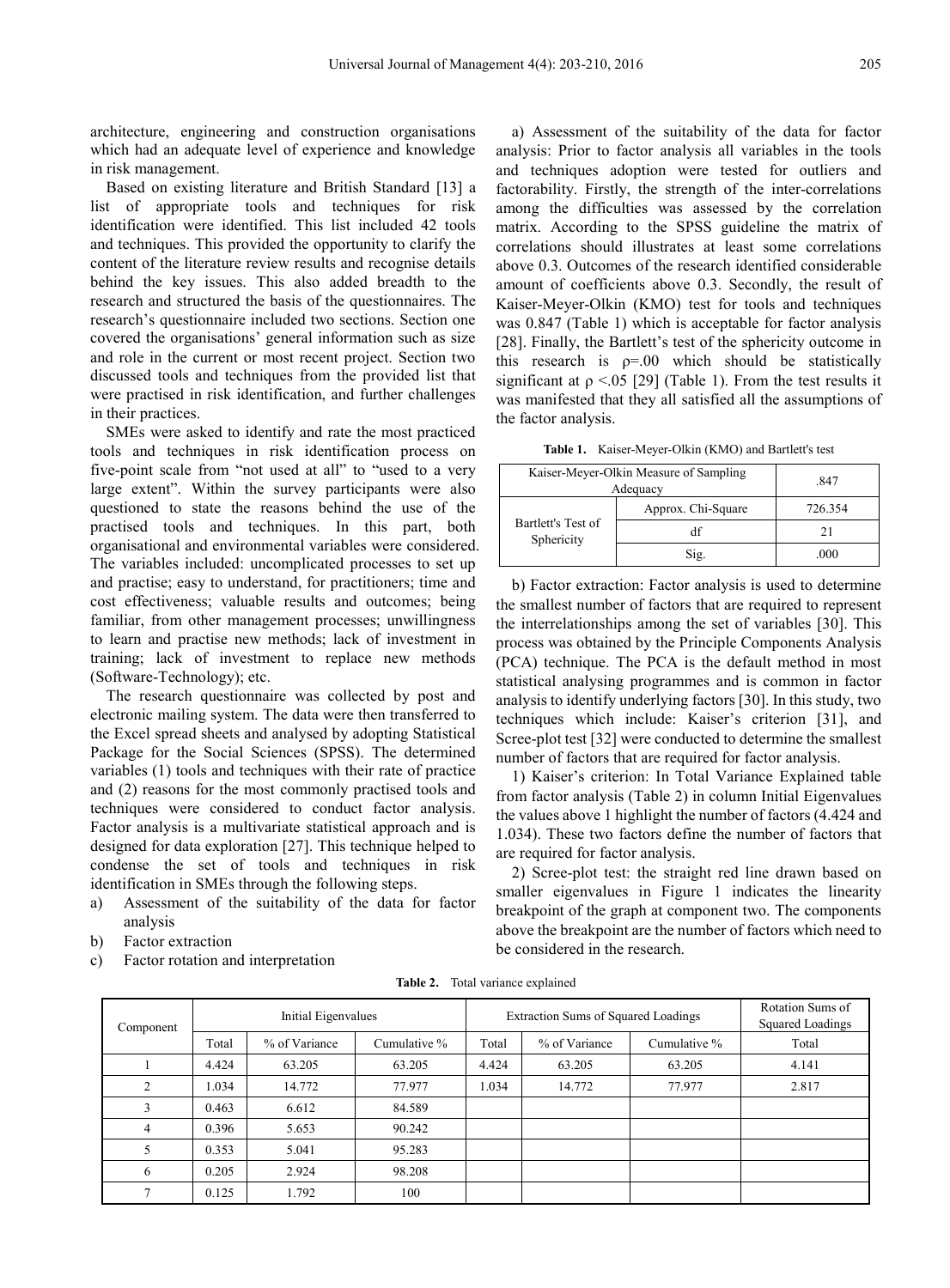architecture, engineering and construction organisations which had an adequate level of experience and knowledge in risk management.

Based on existing literature and British Standard [13] a list of appropriate tools and techniques for risk identification were identified. This list included 42 tools and techniques. This provided the opportunity to clarify the content of the literature review results and recognise details behind the key issues. This also added breadth to the research and structured the basis of the questionnaires. The research's questionnaire included two sections. Section one covered the organisations' general information such as size and role in the current or most recent project. Section two discussed tools and techniques from the provided list that were practised in risk identification, and further challenges in their practices.

SMEs were asked to identify and rate the most practiced tools and techniques in risk identification process on five-point scale from "not used at all" to "used to a very large extent". Within the survey participants were also questioned to state the reasons behind the use of the practised tools and techniques. In this part, both organisational and environmental variables were considered. The variables included: uncomplicated processes to set up and practise; easy to understand, for practitioners; time and cost effectiveness; valuable results and outcomes; being familiar, from other management processes; unwillingness to learn and practise new methods; lack of investment in training; lack of investment to replace new methods (Software-Technology); etc.

The research questionnaire was collected by post and electronic mailing system. The data were then transferred to the Excel spread sheets and analysed by adopting Statistical Package for the Social Sciences (SPSS). The determined variables (1) tools and techniques with their rate of practice and (2) reasons for the most commonly practised tools and techniques were considered to conduct factor analysis. Factor analysis is a multivariate statistical approach and is designed for data exploration [27]. This technique helped to condense the set of tools and techniques in risk identification in SMEs through the following steps.

a) Assessment of the suitability of the data for factor analysis
b) Factor extraction
c) Factor rotation and interpretation

a) Assessment of the suitability of the data for factor analysis: Prior to factor analysis all variables in the tools and techniques adoption were tested for outliers and factorability. Firstly, the strength of the inter-correlations among the difficulties was assessed by the correlation matrix. According to the SPSS guideline the matrix of correlations should illustrates at least some correlations above 0.3. Outcomes of the research identified considerable amount of coefficients above 0.3. Secondly, the result of Kaiser-Meyer-Olkin (KMO) test for tools and techniques was 0.847 (Table 1) which is acceptable for factor analysis [28]. Finally, the Bartlett's test of the sphericity outcome in this research is $\rho=.00$ which should be statistically significant at $\rho<.05$ [29] (Table 1). From the test results it was manifested that they all satisfied all the assumptions of the factor analysis.

**Table 1.** Kaiser-Meyer-Olkin (KMO) and Bartlett's test

| Kaiser-Meyer-Olkin Measure of Sampling Adequacy | | .847 |
|---|---|---|
| Bartlett's Test of Sphericity | Approx. Chi-Square | 726.354 |
| | df | 21 |
| | Sig. | .000 |

b) Factor extraction: Factor analysis is used to determine the smallest number of factors that are required to represent the interrelationships among the set of variables [30]. This process was obtained by the Principle Components Analysis (PCA) technique. The PCA is the default method in most statistical analysing programmes and is common in factor analysis to identify underlying factors [30]. In this study, two techniques which include: Kaiser's criterion [31], and Scree-plot test [32] were conducted to determine the smallest number of factors that are required for factor analysis.

1) Kaiser's criterion: In Total Variance Explained table from factor analysis (Table 2) in column Initial Eigenvalues the values above 1 highlight the number of factors (4.424 and 1.034). These two factors define the number of factors that are required for factor analysis.

2) Scree-plot test: the straight red line drawn based on smaller eigenvalues in Figure 1 indicates the linearity breakpoint of the graph at component two. The components above the breakpoint are the number of factors which need to be considered in the research.

**Table 2.** Total variance explained

| Component | Initial Eigenvalues | | | Extraction Sums of Squared Loadings | | | Rotation Sums of Squared Loadings |
|---|---|---|---|---|---|---|---|
| | Total | % of Variance | Cumulative % | Total | % of Variance | Cumulative % | Total |
| 1 | 4.424 | 63.205 | 63.205 | 4.424 | 63.205 | 63.205 | 4.141 |
| 2 | 1.034 | 14.772 | 77.977 | 1.034 | 14.772 | 77.977 | 2.817 |
| 3 | 0.463 | 6.612 | 84.589 | | | | |
| 4 | 0.396 | 5.653 | 90.242 | | | | |
| 5 | 0.353 | 5.041 | 95.283 | | | | |
| 6 | 0.205 | 2.924 | 98.208 | | | | |
| 7 | 0.125 | 1.792 | 100 | | | | |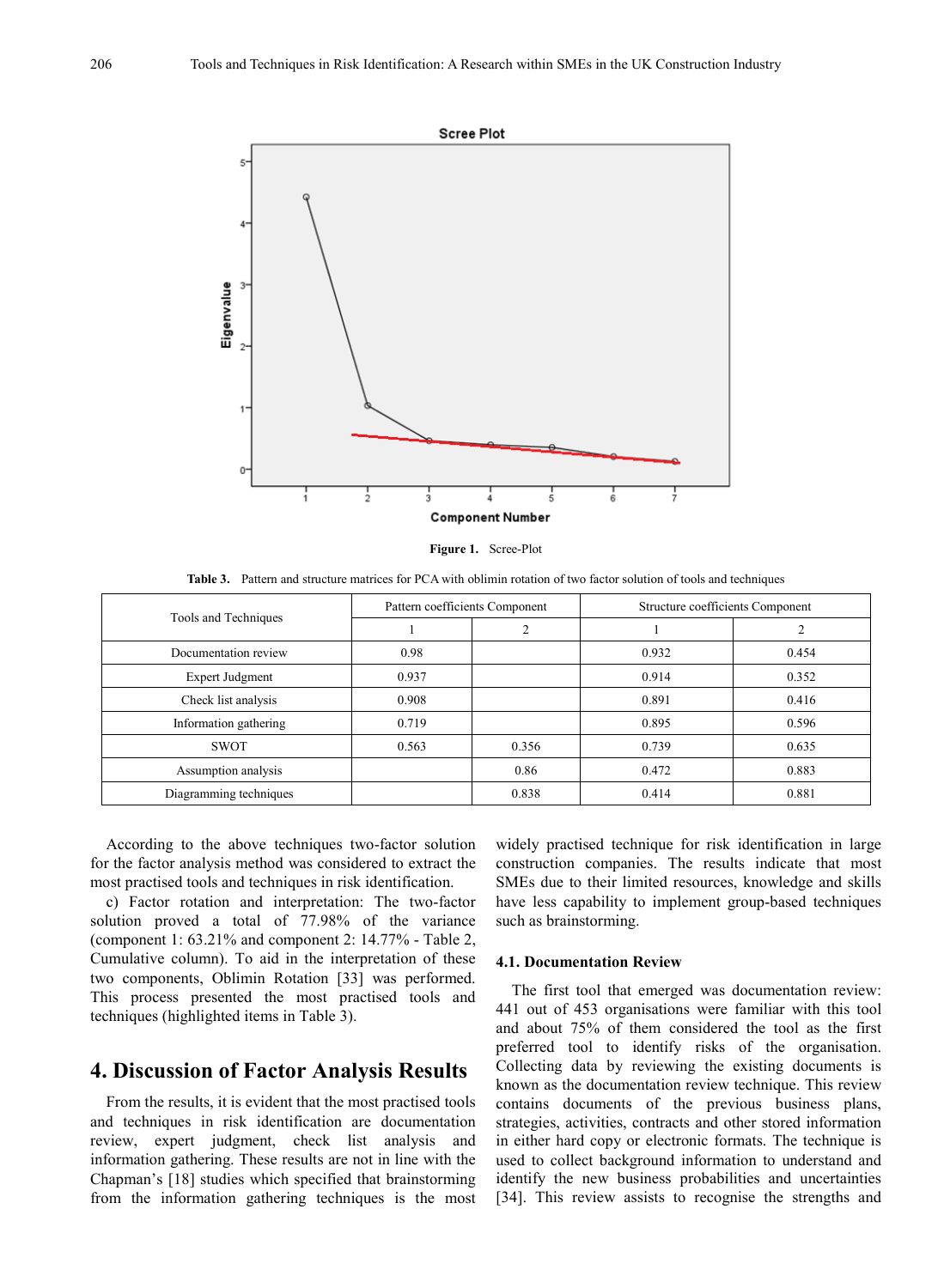Figure 1. Scree-Plot

Table 3. Pattern and structure matrices for PCA with oblimin rotation of two factor solution of tools and techniques

| Tools and Techniques | Pattern coefficients Component | | Structure coefficients Component | |
|---|---|---|---|---|
| | 1 | 2 | 1 | 2 |
| Documentation review | 0.98 | | 0.932 | 0.454 |
| Expert Judgment | 0.937 | | 0.914 | 0.352 |
| Check list analysis | 0.908 | | 0.891 | 0.416 |
| Information gathering | 0.719 | | 0.895 | 0.596 |
| SWOT | 0.563 | 0.356 | 0.739 | 0.635 |
| Assumption analysis | | 0.86 | 0.472 | 0.883 |
| Diagramming techniques | | 0.838 | 0.414 | 0.881 |

According to the above techniques two-factor solution for the factor analysis method was considered to extract the most practised tools and techniques in risk identification.

c) Factor rotation and interpretation: The two-factor solution proved a total of 77.98% of the variance (component 1: 63.21% and component 2: 14.77% - Table 2, Cumulative column). To aid in the interpretation of these two components, Oblimin Rotation [33] was performed. This process presented the most practised tools and techniques (highlighted items in Table 3).

# 4. Discussion of Factor Analysis Results

From the results, it is evident that the most practised tools and techniques in risk identification are documentation review, expert judgment, check list analysis and information gathering. These results are not in line with the Chapman's [18] studies which specified that brainstorming from the information gathering techniques is the most widely practised technique for risk identification in large construction companies. The results indicate that most SMEs due to their limited resources, knowledge and skills have less capability to implement group-based techniques such as brainstorming.

## 4.1. Documentation Review

The first tool that emerged was documentation review: 441 out of 453 organisations were familiar with this tool and about 75% of them considered the tool as the first preferred tool to identify risks of the organisation. Collecting data by reviewing the existing documents is known as the documentation review technique. This review contains documents of the previous business plans, strategies, activities, contracts and other stored information in either hard copy or electronic formats. The technique is used to collect background information to understand and identify the new business probabilities and uncertainties [34]. This review assists to recognise the strengths and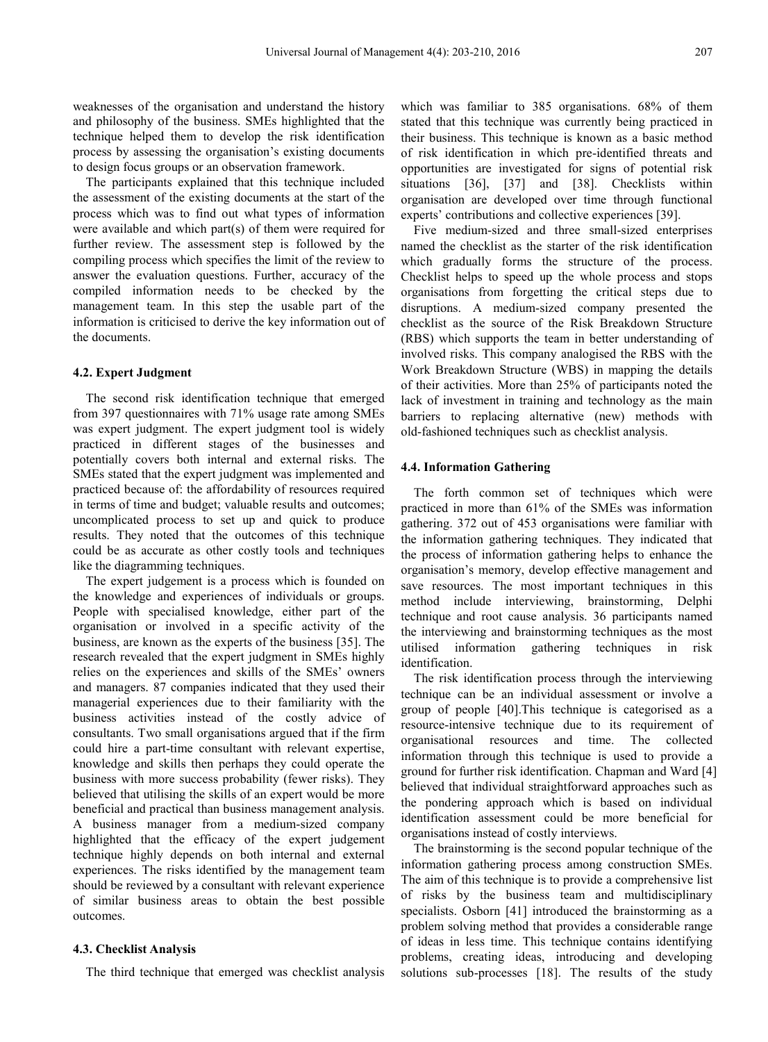weaknesses of the organisation and understand the history and philosophy of the business. SMEs highlighted that the technique helped them to develop the risk identification process by assessing the organisation's existing documents to design focus groups or an observation framework.

The participants explained that this technique included the assessment of the existing documents at the start of the process which was to find out what types of information were available and which part(s) of them were required for further review. The assessment step is followed by the compiling process which specifies the limit of the review to answer the evaluation questions. Further, accuracy of the compiled information needs to be checked by the management team. In this step the usable part of the information is criticised to derive the key information out of the documents.

### 4.2. Expert Judgment

The second risk identification technique that emerged from 397 questionnaires with 71% usage rate among SMEs was expert judgment. The expert judgment tool is widely practiced in different stages of the businesses and potentially covers both internal and external risks. The SMEs stated that the expert judgment was implemented and practiced because of: the affordability of resources required in terms of time and budget; valuable results and outcomes; uncomplicated process to set up and quick to produce results. They noted that the outcomes of this technique could be as accurate as other costly tools and techniques like the diagramming techniques.

The expert judgement is a process which is founded on the knowledge and experiences of individuals or groups. People with specialised knowledge, either part of the organisation or involved in a specific activity of the business, are known as the experts of the business [35]. The research revealed that the expert judgment in SMEs highly relies on the experiences and skills of the SMEs' owners and managers. 87 companies indicated that they used their managerial experiences due to their familiarity with the business activities instead of the costly advice of consultants. Two small organisations argued that if the firm could hire a part-time consultant with relevant expertise, knowledge and skills then perhaps they could operate the business with more success probability (fewer risks). They believed that utilising the skills of an expert would be more beneficial and practical than business management analysis. A business manager from a medium-sized company highlighted that the efficacy of the expert judgement technique highly depends on both internal and external experiences. The risks identified by the management team should be reviewed by a consultant with relevant experience of similar business areas to obtain the best possible outcomes.

### 4.3. Checklist Analysis

The third technique that emerged was checklist analysis which was familiar to 385 organisations. 68% of them stated that this technique was currently being practiced in their business. This technique is known as a basic method of risk identification in which pre-identified threats and opportunities are investigated for signs of potential risk situations [36], [37] and [38]. Checklists within organisation are developed over time through functional experts' contributions and collective experiences [39].

Five medium-sized and three small-sized enterprises named the checklist as the starter of the risk identification which gradually forms the structure of the process. Checklist helps to speed up the whole process and stops organisations from forgetting the critical steps due to disruptions. A medium-sized company presented the checklist as the source of the Risk Breakdown Structure (RBS) which supports the team in better understanding of involved risks. This company analogised the RBS with the Work Breakdown Structure (WBS) in mapping the details of their activities. More than 25% of participants noted the lack of investment in training and technology as the main barriers to replacing alternative (new) methods with old-fashioned techniques such as checklist analysis.

### 4.4. Information Gathering

The forth common set of techniques which were practiced in more than 61% of the SMEs was information gathering. 372 out of 453 organisations were familiar with the information gathering techniques. They indicated that the process of information gathering helps to enhance the organisation's memory, develop effective management and save resources. The most important techniques in this method include interviewing, brainstorming, Delphi technique and root cause analysis. 36 participants named the interviewing and brainstorming techniques as the most utilised information gathering techniques in risk identification.

The risk identification process through the interviewing technique can be an individual assessment or involve a group of people [40].This technique is categorised as a resource-intensive technique due to its requirement of organisational resources and time. The collected information through this technique is used to provide a ground for further risk identification. Chapman and Ward [4] believed that individual straightforward approaches such as the pondering approach which is based on individual identification assessment could be more beneficial for organisations instead of costly interviews.

The brainstorming is the second popular technique of the information gathering process among construction SMEs. The aim of this technique is to provide a comprehensive list of risks by the business team and multidisciplinary specialists. Osborn [41] introduced the brainstorming as a problem solving method that provides a considerable range of ideas in less time. This technique contains identifying problems, creating ideas, introducing and developing solutions sub-processes [18]. The results of the study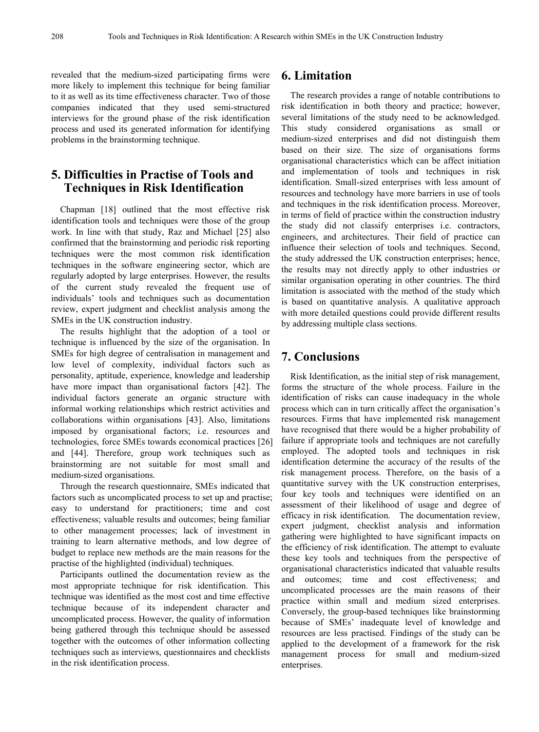revealed that the medium-sized participating firms were more likely to implement this technique for being familiar to it as well as its time effectiveness character. Two of those companies indicated that they used semi-structured interviews for the ground phase of the risk identification process and used its generated information for identifying problems in the brainstorming technique.

## 5. Difficulties in Practise of Tools and Techniques in Risk Identification

Chapman [18] outlined that the most effective risk identification tools and techniques were those of the group work. In line with that study, Raz and Michael [25] also confirmed that the brainstorming and periodic risk reporting techniques were the most common risk identification techniques in the software engineering sector, which are regularly adopted by large enterprises. However, the results of the current study revealed the frequent use of individuals' tools and techniques such as documentation review, expert judgment and checklist analysis among the SMEs in the UK construction industry.

The results highlight that the adoption of a tool or technique is influenced by the size of the organisation. In SMEs for high degree of centralisation in management and low level of complexity, individual factors such as personality, aptitude, experience, knowledge and leadership have more impact than organisational factors [42]. The individual factors generate an organic structure with informal working relationships which restrict activities and collaborations within organisations [43]. Also, limitations imposed by organisational factors; i.e. resources and technologies, force SMEs towards economical practices [26] and [44]. Therefore, group work techniques such as brainstorming are not suitable for most small and medium-sized organisations.

Through the research questionnaire, SMEs indicated that factors such as uncomplicated process to set up and practise; easy to understand for practitioners; time and cost effectiveness; valuable results and outcomes; being familiar to other management processes; lack of investment in training to learn alternative methods, and low degree of budget to replace new methods are the main reasons for the practise of the highlighted (individual) techniques.

Participants outlined the documentation review as the most appropriate technique for risk identification. This technique was identified as the most cost and time effective technique because of its independent character and uncomplicated process. However, the quality of information being gathered through this technique should be assessed together with the outcomes of other information collecting techniques such as interviews, questionnaires and checklists in the risk identification process.

## 6. Limitation

The research provides a range of notable contributions to risk identification in both theory and practice; however, several limitations of the study need to be acknowledged. This study considered organisations as small or medium-sized enterprises and did not distinguish them based on their size. The size of organisations forms organisational characteristics which can be affect initiation and implementation of tools and techniques in risk identification. Small-sized enterprises with less amount of resources and technology have more barriers in use of tools and techniques in the risk identification process. Moreover, in terms of field of practice within the construction industry the study did not classify enterprises i.e. contractors, engineers, and architectures. Their field of practice can influence their selection of tools and techniques. Second, the study addressed the UK construction enterprises; hence, the results may not directly apply to other industries or similar organisation operating in other countries. The third limitation is associated with the method of the study which is based on quantitative analysis. A qualitative approach with more detailed questions could provide different results by addressing multiple class sections.

## 7. Conclusions

Risk Identification, as the initial step of risk management, forms the structure of the whole process. Failure in the identification of risks can cause inadequacy in the whole process which can in turn critically affect the organisation's resources. Firms that have implemented risk management have recognised that there would be a higher probability of failure if appropriate tools and techniques are not carefully employed. The adopted tools and techniques in risk identification determine the accuracy of the results of the risk management process. Therefore, on the basis of a quantitative survey with the UK construction enterprises, four key tools and techniques were identified on an assessment of their likelihood of usage and degree of efficacy in risk identification. The documentation review, expert judgment, checklist analysis and information gathering were highlighted to have significant impacts on the efficiency of risk identification. The attempt to evaluate these key tools and techniques from the perspective of organisational characteristics indicated that valuable results and outcomes; time and cost effectiveness; and uncomplicated processes are the main reasons of their practice within small and medium sized enterprises. Conversely, the group-based techniques like brainstorming because of SMEs' inadequate level of knowledge and resources are less practised. Findings of the study can be applied to the development of a framework for the risk management process for small and medium-sized enterprises.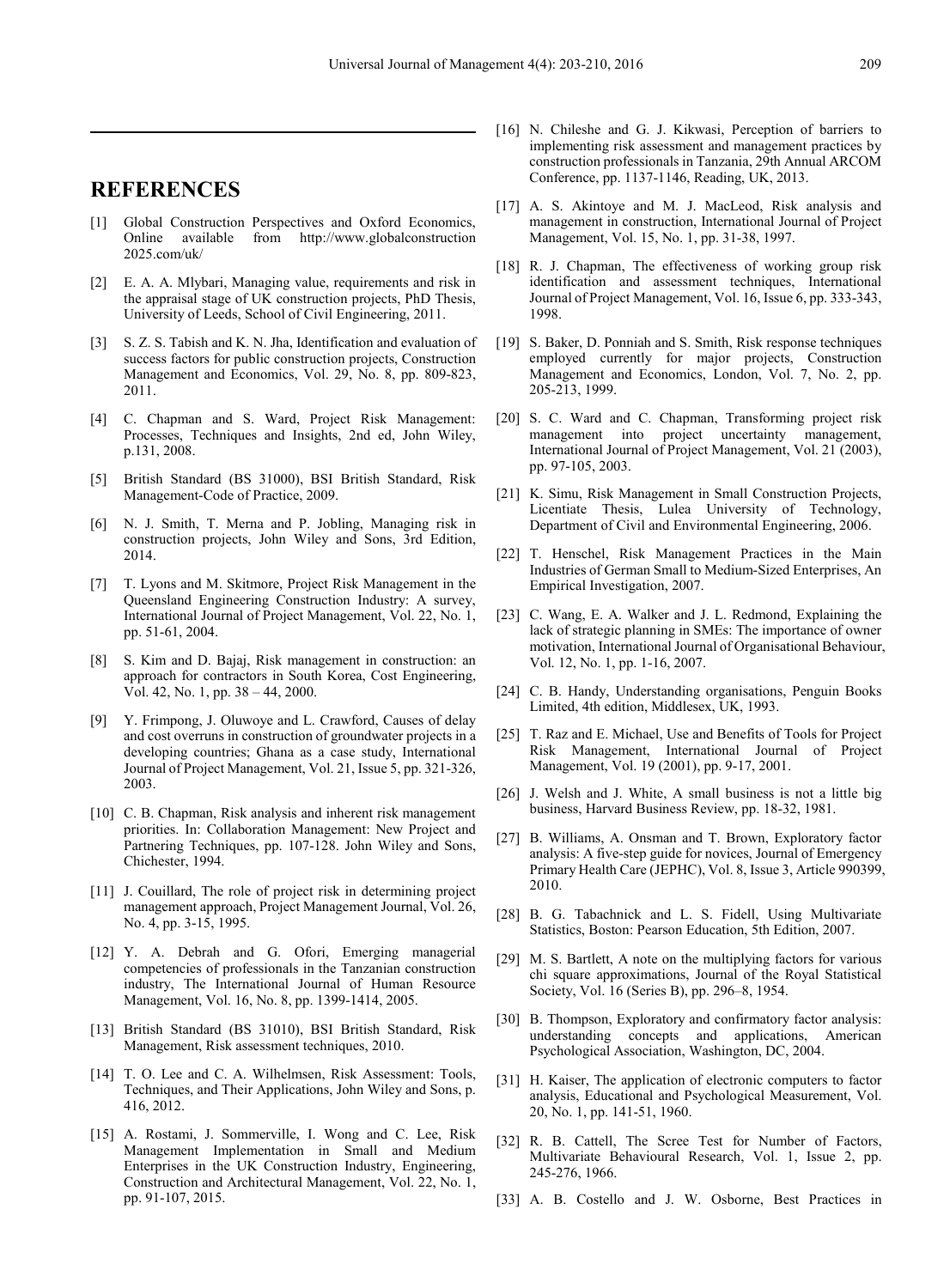## REFERENCES

[1] Global Construction Perspectives and Oxford Economics, Online available from http://www.globalconstruction 2025.com/uk/

[2] E. A. A. Mlybari, Managing value, requirements and risk in the appraisal stage of UK construction projects, PhD Thesis, University of Leeds, School of Civil Engineering, 2011.

[3] S. Z. S. Tabish and K. N. Jha, Identification and evaluation of success factors for public construction projects, Construction Management and Economics, Vol. 29, No. 8, pp. 809-823, 2011.

[4] C. Chapman and S. Ward, Project Risk Management: Processes, Techniques and Insights, 2nd ed, John Wiley, p.131, 2008.

[5] British Standard (BS 31000), BSI British Standard, Risk Management-Code of Practice, 2009.

[6] N. J. Smith, T. Merna and P. Jobling, Managing risk in construction projects, John Wiley and Sons, 3rd Edition, 2014.

[7] T. Lyons and M. Skitmore, Project Risk Management in the Queensland Engineering Construction Industry: A survey, International Journal of Project Management, Vol. 22, No. 1, pp. 51-61, 2004.

[8] S. Kim and D. Bajaj, Risk management in construction: an approach for contractors in South Korea, Cost Engineering, Vol. 42, No. 1, pp. 38 – 44, 2000.

[9] Y. Frimpong, J. Oluwoye and L. Crawford, Causes of delay and cost overruns in construction of groundwater projects in a developing countries; Ghana as a case study, International Journal of Project Management, Vol. 21, Issue 5, pp. 321-326, 2003.

[10] C. B. Chapman, Risk analysis and inherent risk management priorities. In: Collaboration Management: New Project and Partnering Techniques, pp. 107-128. John Wiley and Sons, Chichester, 1994.

[11] J. Couillard, The role of project risk in determining project management approach, Project Management Journal, Vol. 26, No. 4, pp. 3-15, 1995.

[12] Y. A. Debrah and G. Ofori, Emerging managerial competencies of professionals in the Tanzanian construction industry, The International Journal of Human Resource Management, Vol. 16, No. 8, pp. 1399-1414, 2005.

[13] British Standard (BS 31010), BSI British Standard, Risk Management, Risk assessment techniques, 2010.

[14] T. O. Lee and C. A. Wilhelmsen, Risk Assessment: Tools, Techniques, and Their Applications, John Wiley and Sons, p. 416, 2012.

[15] A. Rostami, J. Sommerville, I. Wong and C. Lee, Risk Management Implementation in Small and Medium Enterprises in the UK Construction Industry, Engineering, Construction and Architectural Management, Vol. 22, No. 1, pp. 91-107, 2015.

[16] N. Chileshe and G. J. Kikwasi, Perception of barriers to implementing risk assessment and management practices by construction professionals in Tanzania, 29th Annual ARCOM Conference, pp. 1137-1146, Reading, UK, 2013.

[17] A. S. Akintoye and M. J. MacLeod, Risk analysis and management in construction, International Journal of Project Management, Vol. 15, No. 1, pp. 31-38, 1997.

[18] R. J. Chapman, The effectiveness of working group risk identification and assessment techniques, International Journal of Project Management, Vol. 16, Issue 6, pp. 333-343, 1998.

[19] S. Baker, D. Ponniah and S. Smith, Risk response techniques employed currently for major projects, Construction Management and Economics, London, Vol. 7, No. 2, pp. 205-213, 1999.

[20] S. C. Ward and C. Chapman, Transforming project risk management into project uncertainty management, International Journal of Project Management, Vol. 21 (2003), pp. 97-105, 2003.

[21] K. Simu, Risk Management in Small Construction Projects, Licentiate Thesis, Lulea University of Technology, Department of Civil and Environmental Engineering, 2006.

[22] T. Henschel, Risk Management Practices in the Main Industries of German Small to Medium-Sized Enterprises, An Empirical Investigation, 2007.

[23] C. Wang, E. A. Walker and J. L. Redmond, Explaining the lack of strategic planning in SMEs: The importance of owner motivation, International Journal of Organisational Behaviour, Vol. 12, No. 1, pp. 1-16, 2007.

[24] C. B. Handy, Understanding organisations, Penguin Books Limited, 4th edition, Middlesex, UK, 1993.

[25] T. Raz and E. Michael, Use and Benefits of Tools for Project Risk Management, International Journal of Project Management, Vol. 19 (2001), pp. 9-17, 2001.

[26] J. Welsh and J. White, A small business is not a little big business, Harvard Business Review, pp. 18-32, 1981.

[27] B. Williams, A. Onsman and T. Brown, Exploratory factor analysis: A five-step guide for novices, Journal of Emergency Primary Health Care (JEPHC), Vol. 8, Issue 3, Article 990399, 2010.

[28] B. G. Tabachnick and L. S. Fidell, Using Multivariate Statistics, Boston: Pearson Education, 5th Edition, 2007.

[29] M. S. Bartlett, A note on the multiplying factors for various chi square approximations, Journal of the Royal Statistical Society, Vol. 16 (Series B), pp. 296–8, 1954.

[30] B. Thompson, Exploratory and confirmatory factor analysis: understanding concepts and applications, American Psychological Association, Washington, DC, 2004.

[31] H. Kaiser, The application of electronic computers to factor analysis, Educational and Psychological Measurement, Vol. 20, No. 1, pp. 141-51, 1960.

[32] R. B. Cattell, The Scree Test for Number of Factors, Multivariate Behavioural Research, Vol. 1, Issue 2, pp. 245-276, 1966.

[33] A. B. Costello and J. W. Osborne, Best Practices in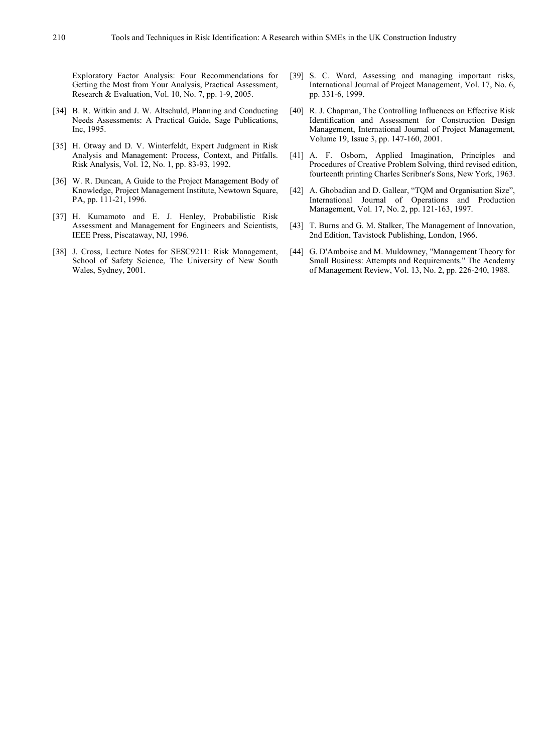Exploratory Factor Analysis: Four Recommendations for Getting the Most from Your Analysis, Practical Assessment, Research & Evaluation, Vol. 10, No. 7, pp. 1-9, 2005.

[34] B. R. Witkin and J. W. Altschuld, Planning and Conducting Needs Assessments: A Practical Guide, Sage Publications, Inc, 1995.

[35] H. Otway and D. V. Winterfeldt, Expert Judgment in Risk Analysis and Management: Process, Context, and Pitfalls. Risk Analysis, Vol. 12, No. 1, pp. 83-93, 1992.

[36] W. R. Duncan, A Guide to the Project Management Body of Knowledge, Project Management Institute, Newtown Square, PA, pp. 111-21, 1996.

[37] H. Kumamoto and E. J. Henley, Probabilistic Risk Assessment and Management for Engineers and Scientists, IEEE Press, Piscataway, NJ, 1996.

[38] J. Cross, Lecture Notes for SESC9211: Risk Management, School of Safety Science, The University of New South Wales, Sydney, 2001.

[39] S. C. Ward, Assessing and managing important risks, International Journal of Project Management, Vol. 17, No. 6, pp. 331-6, 1999.

[40] R. J. Chapman, The Controlling Influences on Effective Risk Identification and Assessment for Construction Design Management, International Journal of Project Management, Volume 19, Issue 3, pp. 147-160, 2001.

[41] A. F. Osborn, Applied Imagination, Principles and Procedures of Creative Problem Solving, third revised edition, fourteenth printing Charles Scribner's Sons, New York, 1963.

[42] A. Ghobadian and D. Gallear, “TQM and Organisation Size”, International Journal of Operations and Production Management, Vol. 17, No. 2, pp. 121-163, 1997.

[43] T. Burns and G. M. Stalker, The Management of Innovation, 2nd Edition, Tavistock Publishing, London, 1966.

[44] G. D'Amboise and M. Muldowney, "Management Theory for Small Business: Attempts and Requirements." The Academy of Management Review, Vol. 13, No. 2, pp. 226-240, 1988.